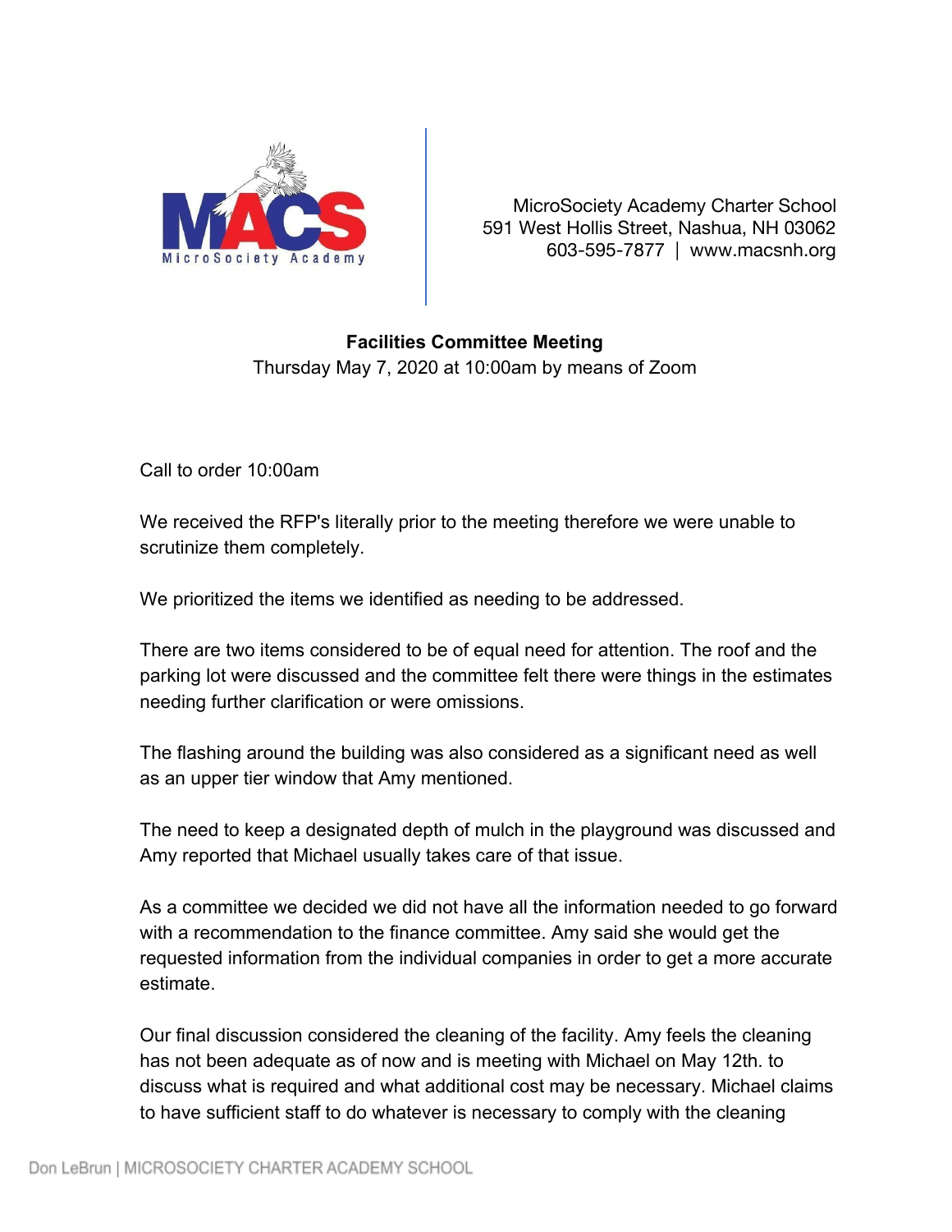MicroSociety Academy Charter School
591 West Hollis Street, Nashua, NH 03062
603-595-7877 | www.macsnh.org

**Facilities Committee Meeting**
Thursday May 7, 2020 at 10:00am by means of Zoom

Call to order 10:00am

We received the RFP's literally prior to the meeting therefore we were unable to scrutinize them completely.

We prioritized the items we identified as needing to be addressed.

There are two items considered to be of equal need for attention. The roof and the parking lot were discussed and the committee felt there were things in the estimates needing further clarification or were omissions.

The flashing around the building was also considered as a significant need as well as an upper tier window that Amy mentioned.

The need to keep a designated depth of mulch in the playground was discussed and Amy reported that Michael usually takes care of that issue.

As a committee we decided we did not have all the information needed to go forward with a recommendation to the finance committee. Amy said she would get the requested information from the individual companies in order to get a more accurate estimate.

Our final discussion considered the cleaning of the facility. Amy feels the cleaning has not been adequate as of now and is meeting with Michael on May 12th. to discuss what is required and what additional cost may be necessary. Michael claims to have sufficient staff to do whatever is necessary to comply with the cleaning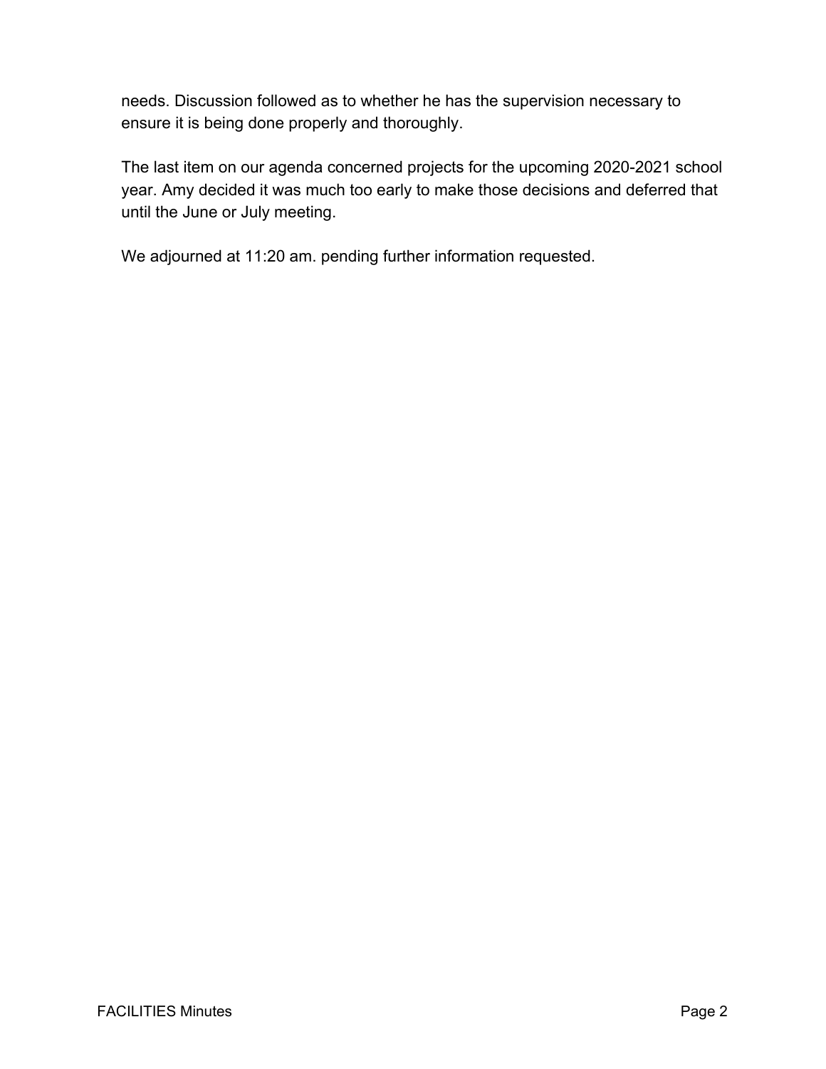needs. Discussion followed as to whether he has the supervision necessary to ensure it is being done properly and thoroughly.

The last item on our agenda concerned projects for the upcoming 2020-2021 school year. Amy decided it was much too early to make those decisions and deferred that until the June or July meeting.

We adjourned at 11:20 am. pending further information requested.